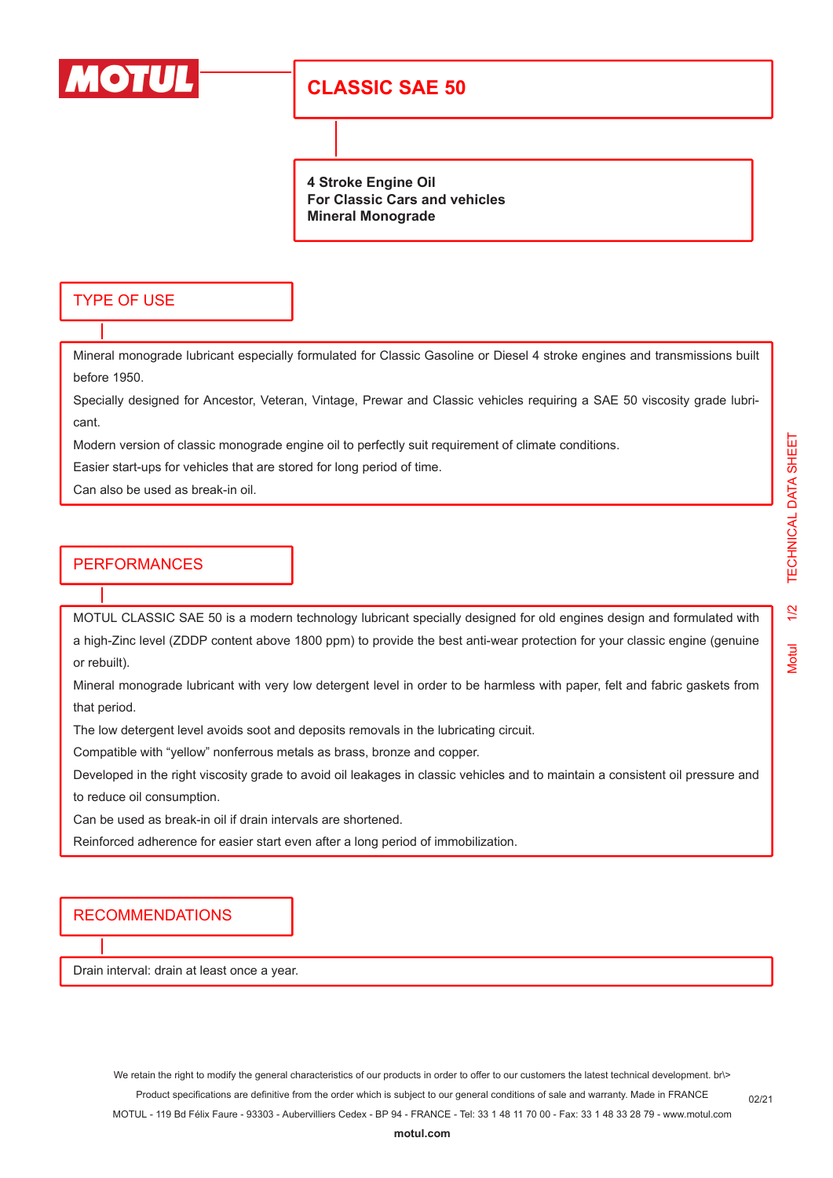# CLASSIC SAE 50

**4 Stroke Engine Oil**
**For Classic Cars and vehicles**
**Mineral Monograde**

## TYPE OF USE

Mineral monograde lubricant especially formulated for Classic Gasoline or Diesel 4 stroke engines and transmissions built before 1950.

Specially designed for Ancestor, Veteran, Vintage, Prewar and Classic vehicles requiring a SAE 50 viscosity grade lubricant.

Modern version of classic monograde engine oil to perfectly suit requirement of climate conditions.

Easier start-ups for vehicles that are stored for long period of time.

Can also be used as break-in oil.

## PERFORMANCES

MOTUL CLASSIC SAE 50 is a modern technology lubricant specially designed for old engines design and formulated with a high-Zinc level (ZDDP content above 1800 ppm) to provide the best anti-wear protection for your classic engine (genuine or rebuilt).

Mineral monograde lubricant with very low detergent level in order to be harmless with paper, felt and fabric gaskets from that period.

The low detergent level avoids soot and deposits removals in the lubricating circuit.

Compatible with "yellow" nonferrous metals as brass, bronze and copper.

Developed in the right viscosity grade to avoid oil leakages in classic vehicles and to maintain a consistent oil pressure and to reduce oil consumption.

Can be used as break-in oil if drain intervals are shortened.

Reinforced adherence for easier start even after a long period of immobilization.

## RECOMMENDATIONS

Drain interval: drain at least once a year.

We retain the right to modify the general characteristics of our products in order to offer to our customers the latest technical development. br\>
Product specifications are definitive from the order which is subject to our general conditions of sale and warranty. Made in FRANCE
MOTUL - 119 Bd Félix Faure - 93303 - Aubervilliers Cedex - BP 94 - FRANCE - Tel: 33 1 48 11 70 00 - Fax: 33 1 48 33 28 79 - www.motul.com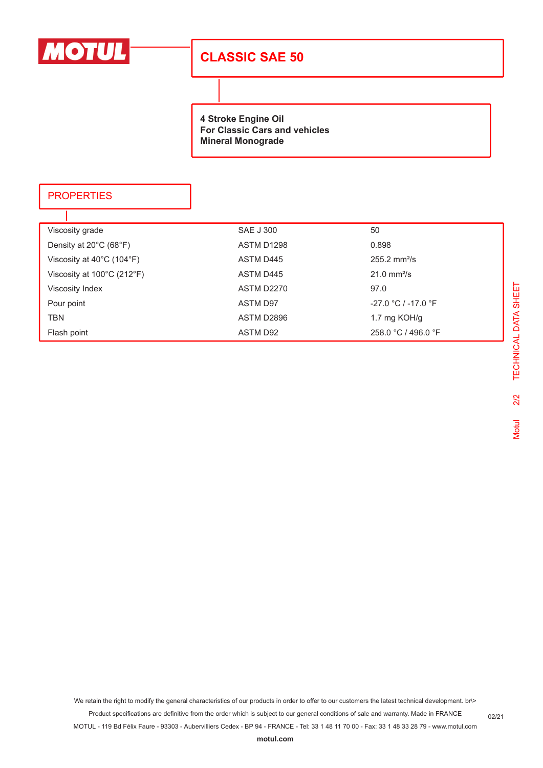# CLASSIC SAE 50

**4 Stroke Engine Oil**
**For Classic Cars and vehicles**
**Mineral Monograde**

## PROPERTIES

| | | |
|---|---|---|
| Viscosity grade | SAE J 300 | 50 |
| Density at 20°C (68°F) | ASTM D1298 | 0.898 |
| Viscosity at 40°C (104°F) | ASTM D445 | 255.2 mm²/s |
| Viscosity at 100°C (212°F) | ASTM D445 | 21.0 mm²/s |
| Viscosity Index | ASTM D2270 | 97.0 |
| Pour point | ASTM D97 | -27.0 °C / -17.0 °F |
| TBN | ASTM D2896 | 1.7 mg KOH/g |
| Flash point | ASTM D92 | 258.0 °C / 496.0 °F |

We retain the right to modify the general characteristics of our products in order to offer to our customers the latest technical development. br\>
Product specifications are definitive from the order which is subject to our general conditions of sale and warranty. Made in FRANCE
MOTUL - 119 Bd Félix Faure - 93303 - Aubervilliers Cedex - BP 94 - FRANCE - Tel: 33 1 48 11 70 00 - Fax: 33 1 48 33 28 79 - www.motul.com

02/21

**motul.com**